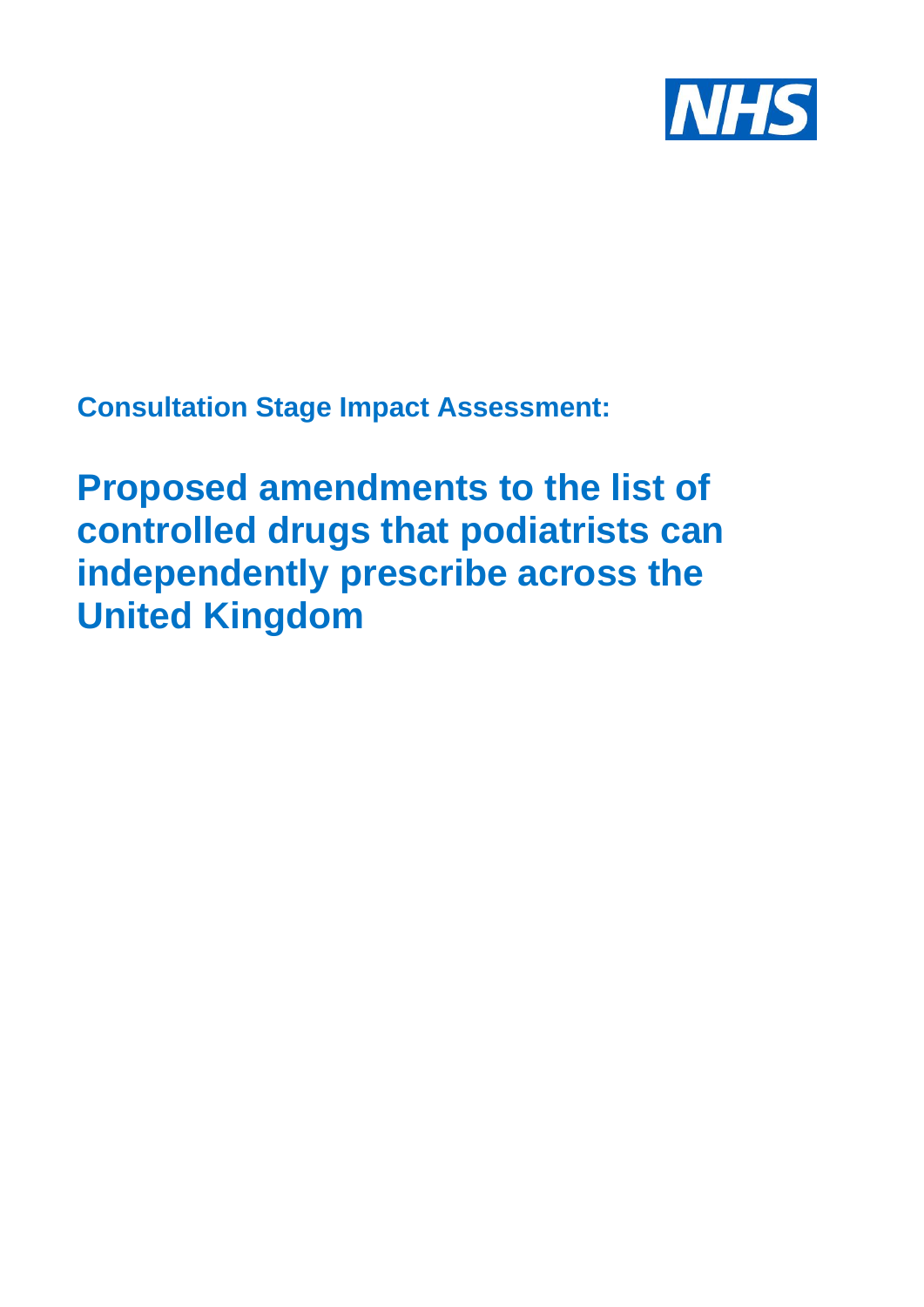NHS

**Consultation Stage Impact Assessment:**

# Proposed amendments to the list of controlled drugs that podiatrists can independently prescribe across the United Kingdom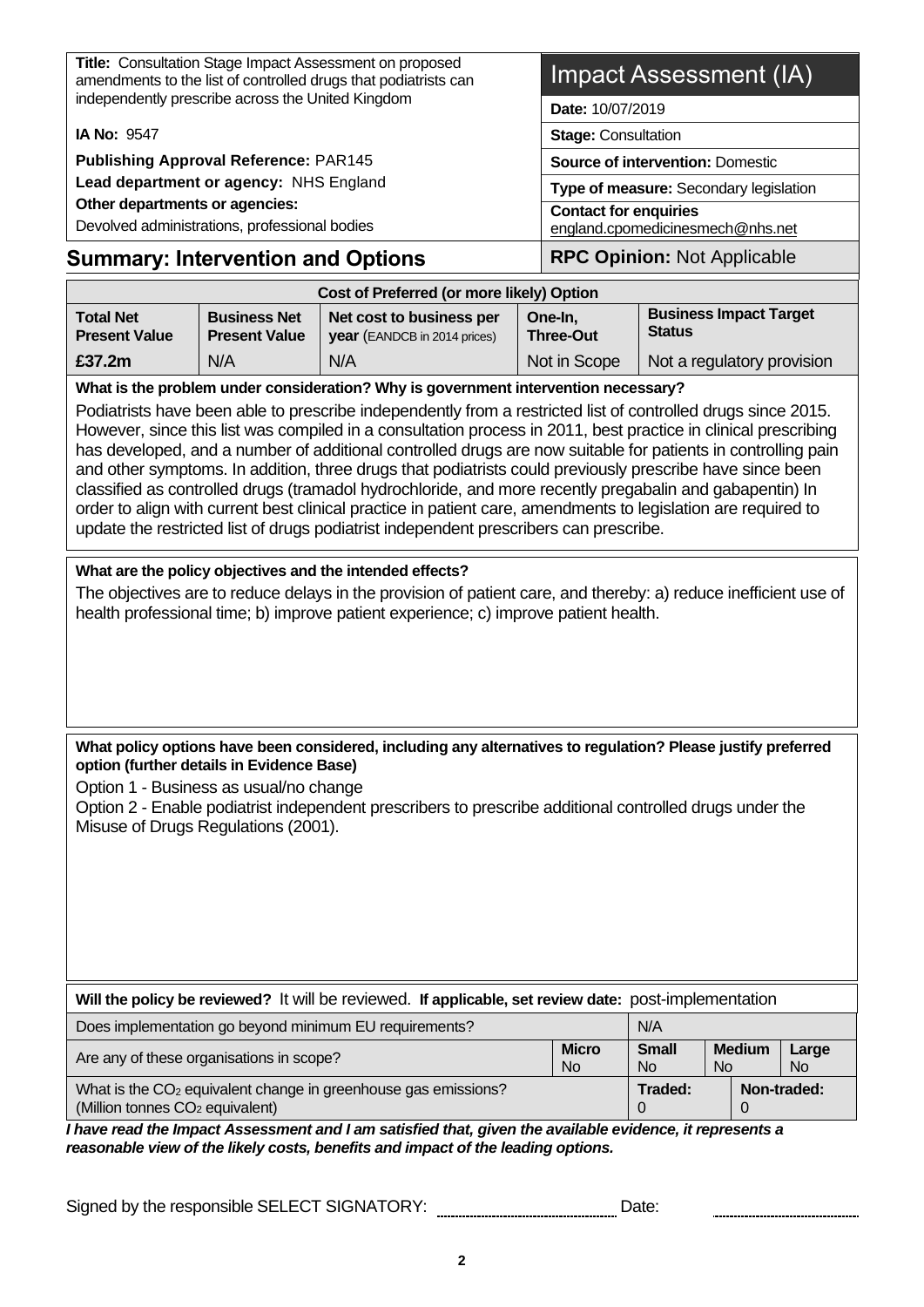**Title:** Consultation Stage Impact Assessment on proposed amendments to the list of controlled drugs that podiatrists can independently prescribe across the United Kingdom

**IA No:** 9547

**Publishing Approval Reference:** PAR145

**Lead department or agency:** NHS England

**Other departments or agencies:**
Devolved administrations, professional bodies

# Impact Assessment (IA)

**Date:** 10/07/2019

**Stage:** Consultation

**Source of intervention:** Domestic

**Type of measure:** Secondary legislation

**Contact for enquiries**
england.cpomedicinesmech@nhs.net

## Summary: Intervention and Options

**RPC Opinion:** Not Applicable

| Cost of Preferred (or more likely) Option | | | | |
|---|---|---|---|---|
| **Total Net Present Value** | **Business Net Present Value** | **Net cost to business per year** (EANDCB in 2014 prices) | **One-In, Three-Out** | **Business Impact Target Status** |
| **£37.2m** | N/A | N/A | Not in Scope | Not a regulatory provision |

**What is the problem under consideration? Why is government intervention necessary?**

Podiatrists have been able to prescribe independently from a restricted list of controlled drugs since 2015. However, since this list was compiled in a consultation process in 2011, best practice in clinical prescribing has developed, and a number of additional controlled drugs are now suitable for patients in controlling pain and other symptoms. In addition, three drugs that podiatrists could previously prescribe have since been classified as controlled drugs (tramadol hydrochloride, and more recently pregabalin and gabapentin) In order to align with current best clinical practice in patient care, amendments to legislation are required to update the restricted list of drugs podiatrist independent prescribers can prescribe.

**What are the policy objectives and the intended effects?**

The objectives are to reduce delays in the provision of patient care, and thereby: a) reduce inefficient use of health professional time; b) improve patient experience; c) improve patient health.

**What policy options have been considered, including any alternatives to regulation? Please justify preferred option (further details in Evidence Base)**

Option 1 - Business as usual/no change

Option 2 - Enable podiatrist independent prescribers to prescribe additional controlled drugs under the Misuse of Drugs Regulations (2001).

| **Will the policy be reviewed?** It will be reviewed. **If applicable, set review date:** post-implementation | | | | |
|---|---|---|---|---|
| Does implementation go beyond minimum EU requirements? | | N/A | | |
| Are any of these organisations in scope? | **Micro** No | **Small** No | **Medium** No | **Large** No |
| What is the $CO_2$ equivalent change in greenhouse gas emissions? (Million tonnes $CO_2$ equivalent) | | **Traded:** 0 | **Non-traded:** 0 | |

***I have read the Impact Assessment and I am satisfied that, given the available evidence, it represents a reasonable view of the likely costs, benefits and impact of the leading options.***

Signed by the responsible SELECT SIGNATORY: .................................... Date: ....................................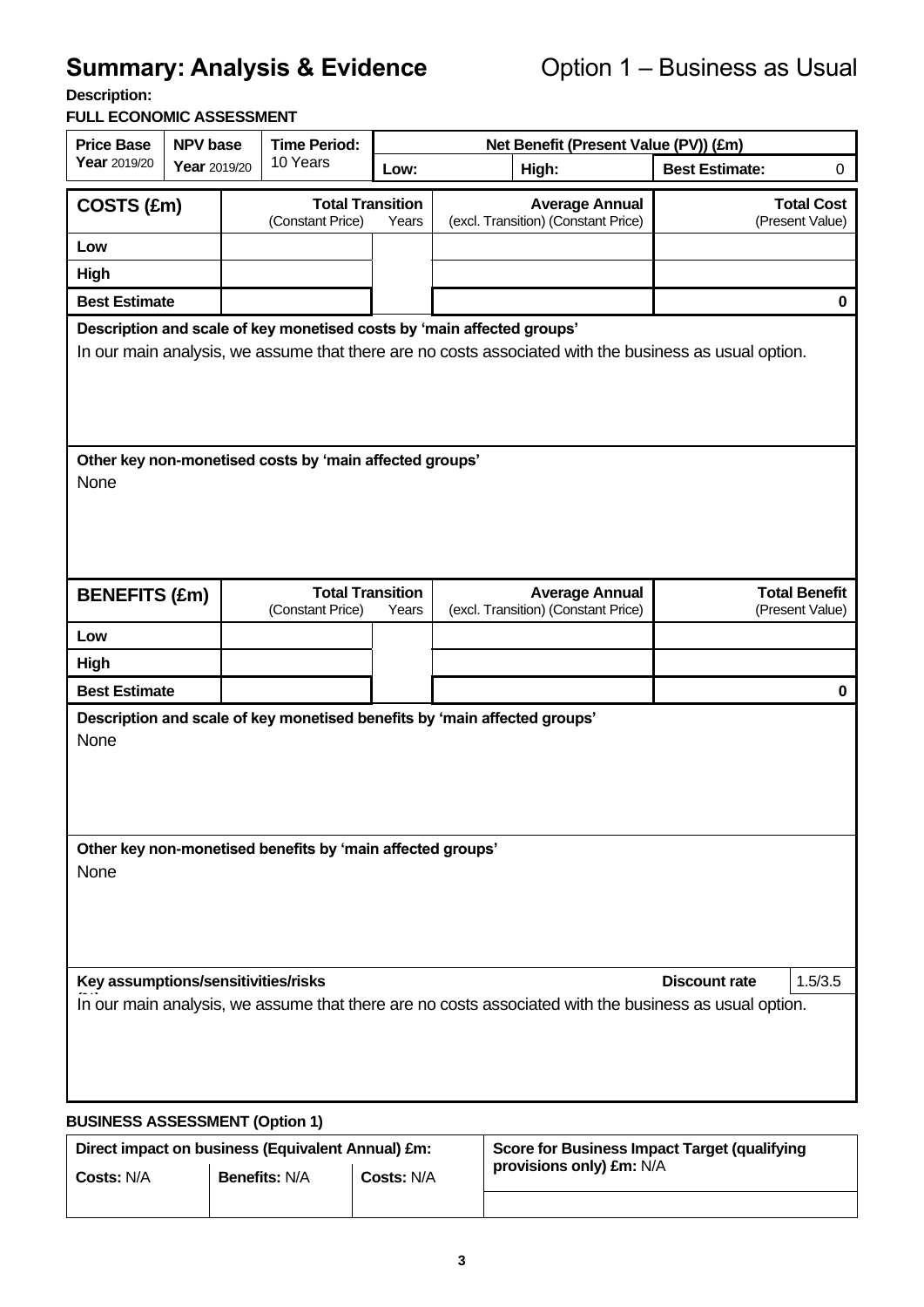# Summary: Analysis & Evidence

Option 1 – Business as Usual

**Description:**

**FULL ECONOMIC ASSESSMENT**

| Price Base Year 2019/20 | NPV base Year 2019/20 | Time Period: 10 Years | Net Benefit (Present Value (PV)) (£m) | | |
|---|---|---|---|---|---|
| | | | Low: | High: | Best Estimate: 0 |

| COSTS (£m) | Total Transition (Constant Price) | Years | Average Annual (excl. Transition) (Constant Price) | Total Cost (Present Value) |
|---|---|---|---|---|
| Low | | | | |
| High | | | | |
| Best Estimate | | | | 0 |

**Description and scale of key monetised costs by 'main affected groups'**

In our main analysis, we assume that there are no costs associated with the business as usual option.

**Other key non-monetised costs by 'main affected groups'**

None

| BENEFITS (£m) | Total Transition (Constant Price) | Years | Average Annual (excl. Transition) (Constant Price) | Total Benefit (Present Value) |
|---|---|---|---|---|
| Low | | | | |
| High | | | | |
| Best Estimate | | | | 0 |

**Description and scale of key monetised benefits by 'main affected groups'**

None

**Other key non-monetised benefits by 'main affected groups'**

None

**Key assumptions/sensitivities/risks** — **Discount rate** 1.5/3.5

In our main analysis, we assume that there are no costs associated with the business as usual option.

**BUSINESS ASSESSMENT (Option 1)**

| Direct impact on business (Equivalent Annual) £m: | | | Score for Business Impact Target (qualifying provisions only) £m: N/A |
|---|---|---|---|
| Costs: N/A | Benefits: N/A | Costs: N/A | |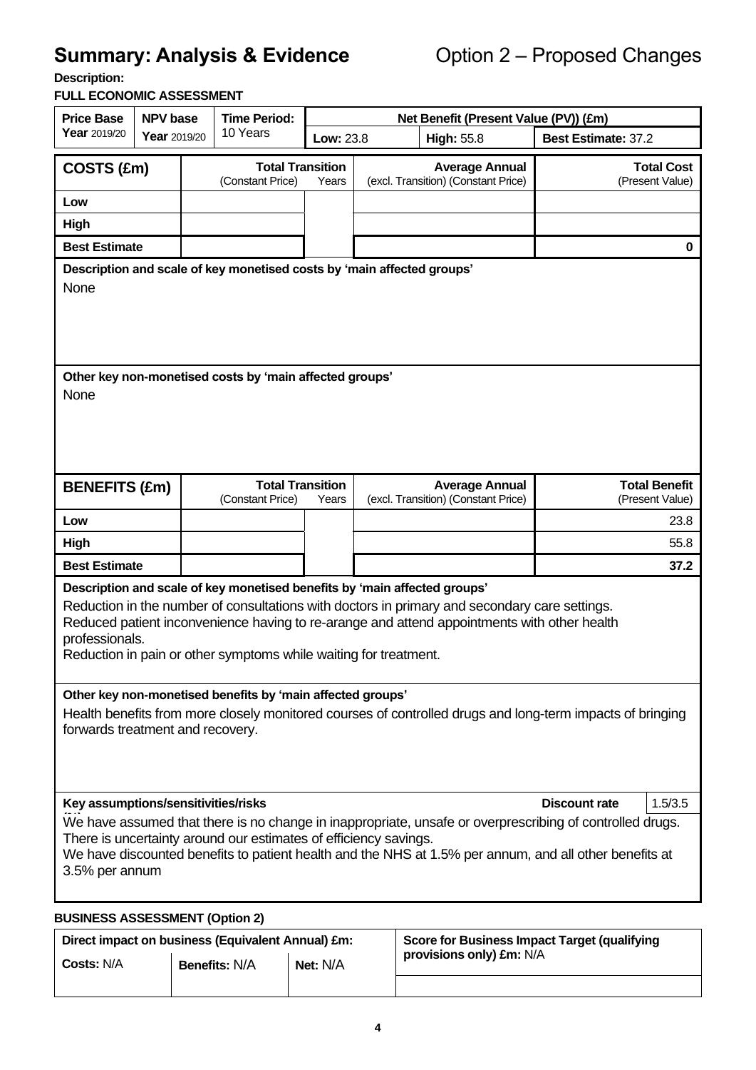# Summary: Analysis & Evidence    Option 2 – Proposed Changes

**Description:**

**FULL ECONOMIC ASSESSMENT**

| Price Base Year 2019/20 | NPV base Year 2019/20 | Time Period: 10 Years | Net Benefit (Present Value (PV)) (£m) | | |
|---|---|---|---|---|---|
| | | | Low: 23.8 | High: 55.8 | Best Estimate: 37.2 |

| COSTS (£m) | Total Transition (Constant Price) | Years | Average Annual (excl. Transition) (Constant Price) | Total Cost (Present Value) |
|---|---|---|---|---|
| Low | | | | |
| High | | | | |
| **Best Estimate** | | | | **0** |

**Description and scale of key monetised costs by 'main affected groups'**

None

**Other key non-monetised costs by 'main affected groups'**

None

| BENEFITS (£m) | Total Transition (Constant Price) | Years | Average Annual (excl. Transition) (Constant Price) | Total Benefit (Present Value) |
|---|---|---|---|---|
| Low | | | | 23.8 |
| High | | | | 55.8 |
| **Best Estimate** | | | | **37.2** |

**Description and scale of key monetised benefits by 'main affected groups'**

Reduction in the number of consultations with doctors in primary and secondary care settings.
Reduced patient inconvenience having to re-arange and attend appointments with other health professionals.
Reduction in pain or other symptoms while waiting for treatment.

**Other key non-monetised benefits by 'main affected groups'**

Health benefits from more closely monitored courses of controlled drugs and long-term impacts of bringing forwards treatment and recovery.

**Key assumptions/sensitivities/risks** | **Discount rate** | 1.5/3.5

We have assumed that there is no change in inappropriate, unsafe or overprescribing of controlled drugs.
There is uncertainty around our estimates of efficiency savings.
We have discounted benefits to patient health and the NHS at 1.5% per annum, and all other benefits at 3.5% per annum

**BUSINESS ASSESSMENT (Option 2)**

| Direct impact on business (Equivalent Annual) £m: | | | Score for Business Impact Target (qualifying provisions only) £m: N/A |
|---|---|---|---|
| Costs: N/A | Benefits: N/A | Net: N/A | |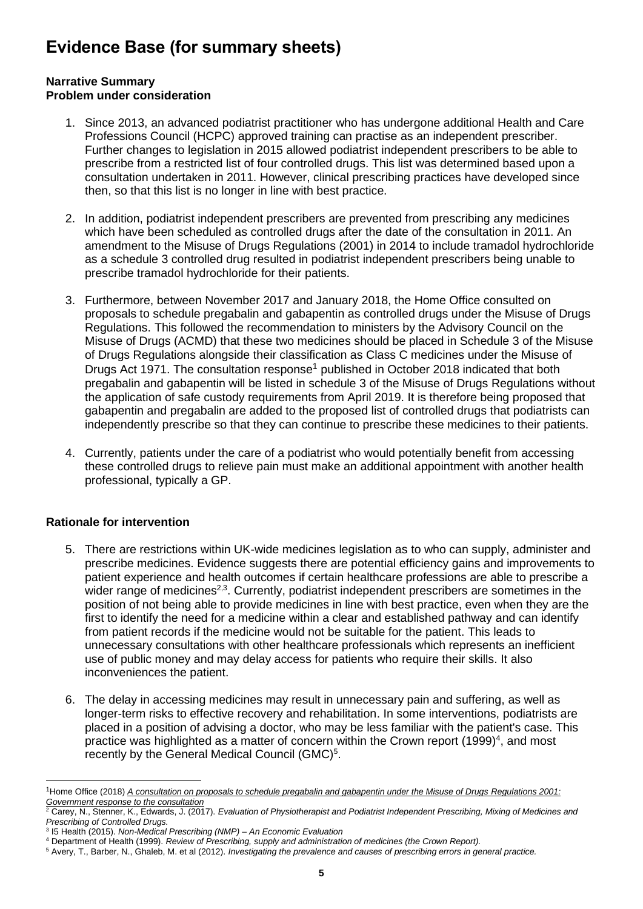# Evidence Base (for summary sheets)

**Narrative Summary**
**Problem under consideration**

1. Since 2013, an advanced podiatrist practitioner who has undergone additional Health and Care Professions Council (HCPC) approved training can practise as an independent prescriber. Further changes to legislation in 2015 allowed podiatrist independent prescribers to be able to prescribe from a restricted list of four controlled drugs. This list was determined based upon a consultation undertaken in 2011. However, clinical prescribing practices have developed since then, so that this list is no longer in line with best practice.

2. In addition, podiatrist independent prescribers are prevented from prescribing any medicines which have been scheduled as controlled drugs after the date of the consultation in 2011. An amendment to the Misuse of Drugs Regulations (2001) in 2014 to include tramadol hydrochloride as a schedule 3 controlled drug resulted in podiatrist independent prescribers being unable to prescribe tramadol hydrochloride for their patients.

3. Furthermore, between November 2017 and January 2018, the Home Office consulted on proposals to schedule pregabalin and gabapentin as controlled drugs under the Misuse of Drugs Regulations. This followed the recommendation to ministers by the Advisory Council on the Misuse of Drugs (ACMD) that these two medicines should be placed in Schedule 3 of the Misuse of Drugs Regulations alongside their classification as Class C medicines under the Misuse of Drugs Act 1971. The consultation response[1] published in October 2018 indicated that both pregabalin and gabapentin will be listed in schedule 3 of the Misuse of Drugs Regulations without the application of safe custody requirements from April 2019. It is therefore being proposed that gabapentin and pregabalin are added to the proposed list of controlled drugs that podiatrists can independently prescribe so that they can continue to prescribe these medicines to their patients.

4. Currently, patients under the care of a podiatrist who would potentially benefit from accessing these controlled drugs to relieve pain must make an additional appointment with another health professional, typically a GP.

**Rationale for intervention**

5. There are restrictions within UK-wide medicines legislation as to who can supply, administer and prescribe medicines. Evidence suggests there are potential efficiency gains and improvements to patient experience and health outcomes if certain healthcare professions are able to prescribe a wider range of medicines[2,3]. Currently, podiatrist independent prescribers are sometimes in the position of not being able to provide medicines in line with best practice, even when they are the first to identify the need for a medicine within a clear and established pathway and can identify from patient records if the medicine would not be suitable for the patient. This leads to unnecessary consultations with other healthcare professionals which represents an inefficient use of public money and may delay access for patients who require their skills. It also inconveniences the patient.

6. The delay in accessing medicines may result in unnecessary pain and suffering, as well as longer-term risks to effective recovery and rehabilitation. In some interventions, podiatrists are placed in a position of advising a doctor, who may be less familiar with the patient's case. This practice was highlighted as a matter of concern within the Crown report (1999)[4], and most recently by the General Medical Council (GMC)[5].

---

[1] Home Office (2018) *A consultation on proposals to schedule pregabalin and gabapentin under the Misuse of Drugs Regulations 2001: Government response to the consultation*

[2] Carey, N., Stenner, K., Edwards, J. (2017). *Evaluation of Physiotherapist and Podiatrist Independent Prescribing, Mixing of Medicines and Prescribing of Controlled Drugs.*

[3] I5 Health (2015). *Non-Medical Prescribing (NMP) – An Economic Evaluation*

[4] Department of Health (1999). *Review of Prescribing, supply and administration of medicines (the Crown Report).*

[5] Avery, T., Barber, N., Ghaleb, M. et al (2012). *Investigating the prevalence and causes of prescribing errors in general practice.*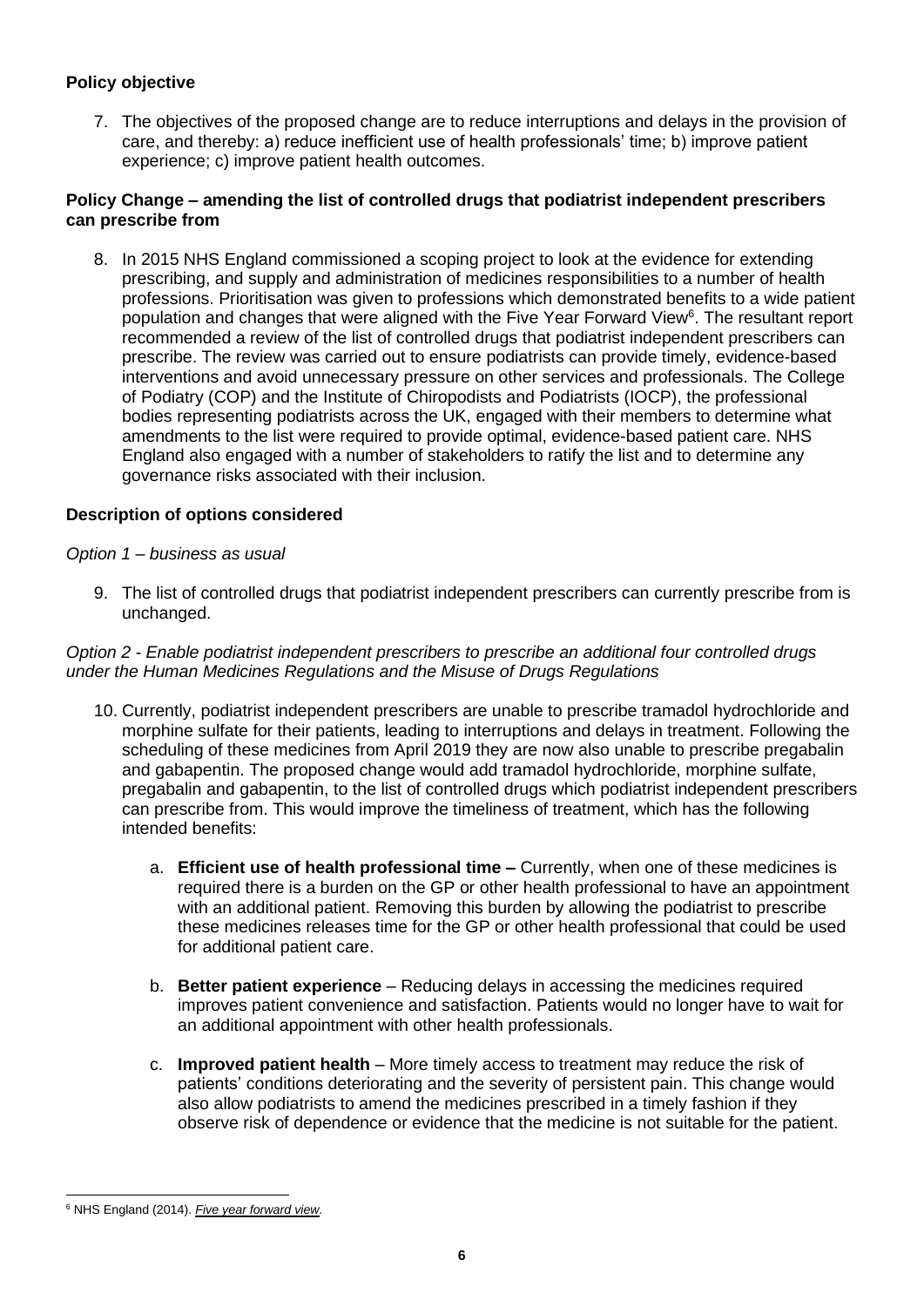**Policy objective**

7. The objectives of the proposed change are to reduce interruptions and delays in the provision of care, and thereby: a) reduce inefficient use of health professionals' time; b) improve patient experience; c) improve patient health outcomes.

**Policy Change – amending the list of controlled drugs that podiatrist independent prescribers can prescribe from**

8. In 2015 NHS England commissioned a scoping project to look at the evidence for extending prescribing, and supply and administration of medicines responsibilities to a number of health professions. Prioritisation was given to professions which demonstrated benefits to a wide patient population and changes that were aligned with the Five Year Forward View[6]. The resultant report recommended a review of the list of controlled drugs that podiatrist independent prescribers can prescribe. The review was carried out to ensure podiatrists can provide timely, evidence-based interventions and avoid unnecessary pressure on other services and professionals. The College of Podiatry (COP) and the Institute of Chiropodists and Podiatrists (IOCP), the professional bodies representing podiatrists across the UK, engaged with their members to determine what amendments to the list were required to provide optimal, evidence-based patient care. NHS England also engaged with a number of stakeholders to ratify the list and to determine any governance risks associated with their inclusion.

**Description of options considered**

*Option 1 – business as usual*

9. The list of controlled drugs that podiatrist independent prescribers can currently prescribe from is unchanged.

*Option 2 - Enable podiatrist independent prescribers to prescribe an additional four controlled drugs under the Human Medicines Regulations and the Misuse of Drugs Regulations*

10. Currently, podiatrist independent prescribers are unable to prescribe tramadol hydrochloride and morphine sulfate for their patients, leading to interruptions and delays in treatment. Following the scheduling of these medicines from April 2019 they are now also unable to prescribe pregabalin and gabapentin. The proposed change would add tramadol hydrochloride, morphine sulfate, pregabalin and gabapentin, to the list of controlled drugs which podiatrist independent prescribers can prescribe from. This would improve the timeliness of treatment, which has the following intended benefits:

    a. **Efficient use of health professional time –** Currently, when one of these medicines is required there is a burden on the GP or other health professional to have an appointment with an additional patient. Removing this burden by allowing the podiatrist to prescribe these medicines releases time for the GP or other health professional that could be used for additional patient care.

    b. **Better patient experience** – Reducing delays in accessing the medicines required improves patient convenience and satisfaction. Patients would no longer have to wait for an additional appointment with other health professionals.

    c. **Improved patient health** – More timely access to treatment may reduce the risk of patients' conditions deteriorating and the severity of persistent pain. This change would also allow podiatrists to amend the medicines prescribed in a timely fashion if they observe risk of dependence or evidence that the medicine is not suitable for the patient.

---

[6] NHS England (2014). *Five year forward view*.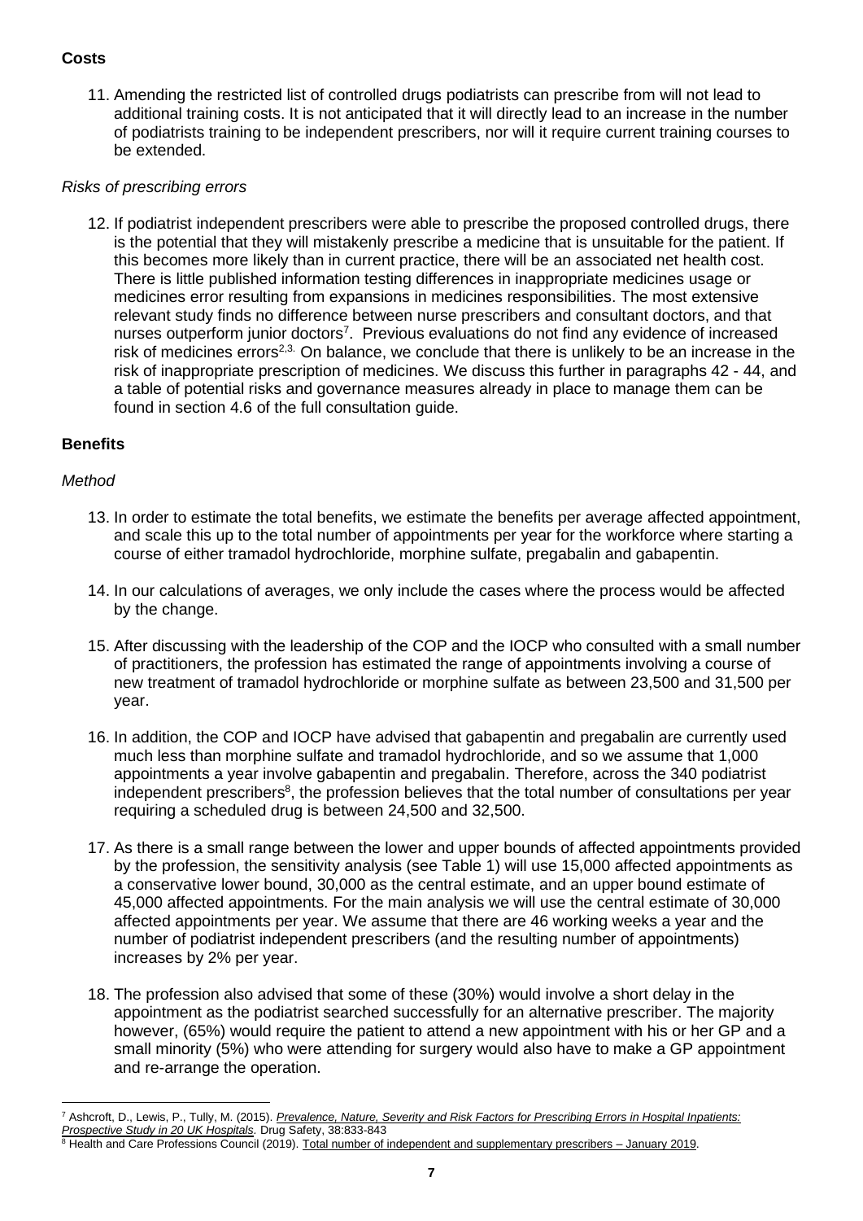## Costs

11. Amending the restricted list of controlled drugs podiatrists can prescribe from will not lead to additional training costs. It is not anticipated that it will directly lead to an increase in the number of podiatrists training to be independent prescribers, nor will it require current training courses to be extended.

*Risks of prescribing errors*

12. If podiatrist independent prescribers were able to prescribe the proposed controlled drugs, there is the potential that they will mistakenly prescribe a medicine that is unsuitable for the patient. If this becomes more likely than in current practice, there will be an associated net health cost. There is little published information testing differences in inappropriate medicines usage or medicines error resulting from expansions in medicines responsibilities. The most extensive relevant study finds no difference between nurse prescribers and consultant doctors, and that nurses outperform junior doctors[7]. Previous evaluations do not find any evidence of increased risk of medicines errors[2,3]. On balance, we conclude that there is unlikely to be an increase in the risk of inappropriate prescription of medicines. We discuss this further in paragraphs 42 - 44, and a table of potential risks and governance measures already in place to manage them can be found in section 4.6 of the full consultation guide.

## Benefits

*Method*

13. In order to estimate the total benefits, we estimate the benefits per average affected appointment, and scale this up to the total number of appointments per year for the workforce where starting a course of either tramadol hydrochloride, morphine sulfate, pregabalin and gabapentin.

14. In our calculations of averages, we only include the cases where the process would be affected by the change.

15. After discussing with the leadership of the COP and the IOCP who consulted with a small number of practitioners, the profession has estimated the range of appointments involving a course of new treatment of tramadol hydrochloride or morphine sulfate as between 23,500 and 31,500 per year.

16. In addition, the COP and IOCP have advised that gabapentin and pregabalin are currently used much less than morphine sulfate and tramadol hydrochloride, and so we assume that 1,000 appointments a year involve gabapentin and pregabalin. Therefore, across the 340 podiatrist independent prescribers[8], the profession believes that the total number of consultations per year requiring a scheduled drug is between 24,500 and 32,500.

17. As there is a small range between the lower and upper bounds of affected appointments provided by the profession, the sensitivity analysis (see Table 1) will use 15,000 affected appointments as a conservative lower bound, 30,000 as the central estimate, and an upper bound estimate of 45,000 affected appointments. For the main analysis we will use the central estimate of 30,000 affected appointments per year. We assume that there are 46 working weeks a year and the number of podiatrist independent prescribers (and the resulting number of appointments) increases by 2% per year.

18. The profession also advised that some of these (30%) would involve a short delay in the appointment as the podiatrist searched successfully for an alternative prescriber. The majority however, (65%) would require the patient to attend a new appointment with his or her GP and a small minority (5%) who were attending for surgery would also have to make a GP appointment and re-arrange the operation.

---

[7] Ashcroft, D., Lewis, P., Tully, M. (2015). *Prevalence, Nature, Severity and Risk Factors for Prescribing Errors in Hospital Inpatients: Prospective Study in 20 UK Hospitals.* Drug Safety, 38:833-843

[8] Health and Care Professions Council (2019). Total number of independent and supplementary prescribers – January 2019.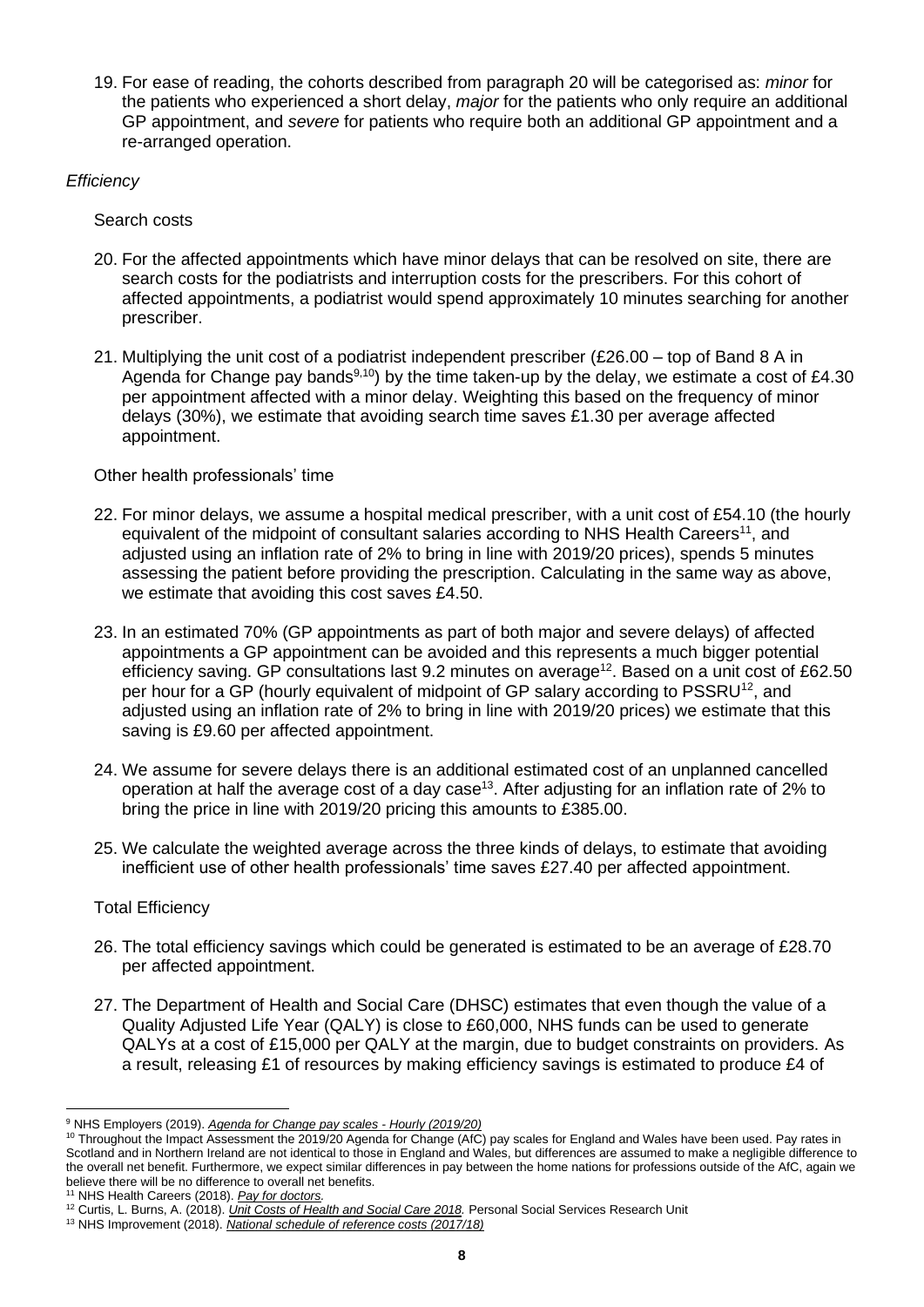19. For ease of reading, the cohorts described from paragraph 20 will be categorised as: *minor* for the patients who experienced a short delay, *major* for the patients who only require an additional GP appointment, and *severe* for patients who require both an additional GP appointment and a re-arranged operation.

*Efficiency*

Search costs

20. For the affected appointments which have minor delays that can be resolved on site, there are search costs for the podiatrists and interruption costs for the prescribers. For this cohort of affected appointments, a podiatrist would spend approximately 10 minutes searching for another prescriber.

21. Multiplying the unit cost of a podiatrist independent prescriber (£26.00 – top of Band 8 A in Agenda for Change pay bands[9,10]) by the time taken-up by the delay, we estimate a cost of £4.30 per appointment affected with a minor delay. Weighting this based on the frequency of minor delays (30%), we estimate that avoiding search time saves £1.30 per average affected appointment.

Other health professionals' time

22. For minor delays, we assume a hospital medical prescriber, with a unit cost of £54.10 (the hourly equivalent of the midpoint of consultant salaries according to NHS Health Careers[11], and adjusted using an inflation rate of 2% to bring in line with 2019/20 prices), spends 5 minutes assessing the patient before providing the prescription. Calculating in the same way as above, we estimate that avoiding this cost saves £4.50.

23. In an estimated 70% (GP appointments as part of both major and severe delays) of affected appointments a GP appointment can be avoided and this represents a much bigger potential efficiency saving. GP consultations last 9.2 minutes on average[12]. Based on a unit cost of £62.50 per hour for a GP (hourly equivalent of midpoint of GP salary according to PSSRU[12], and adjusted using an inflation rate of 2% to bring in line with 2019/20 prices) we estimate that this saving is £9.60 per affected appointment.

24. We assume for severe delays there is an additional estimated cost of an unplanned cancelled operation at half the average cost of a day case[13]. After adjusting for an inflation rate of 2% to bring the price in line with 2019/20 pricing this amounts to £385.00.

25. We calculate the weighted average across the three kinds of delays, to estimate that avoiding inefficient use of other health professionals' time saves £27.40 per affected appointment.

Total Efficiency

26. The total efficiency savings which could be generated is estimated to be an average of £28.70 per affected appointment.

27. The Department of Health and Social Care (DHSC) estimates that even though the value of a Quality Adjusted Life Year (QALY) is close to £60,000, NHS funds can be used to generate QALYs at a cost of £15,000 per QALY at the margin, due to budget constraints on providers. As a result, releasing £1 of resources by making efficiency savings is estimated to produce £4 of

---

[9] NHS Employers (2019). *Agenda for Change pay scales - Hourly (2019/20)*

[10] Throughout the Impact Assessment the 2019/20 Agenda for Change (AfC) pay scales for England and Wales have been used. Pay rates in Scotland and in Northern Ireland are not identical to those in England and Wales, but differences are assumed to make a negligible difference to the overall net benefit. Furthermore, we expect similar differences in pay between the home nations for professions outside of the AfC, again we believe there will be no difference to overall net benefits.

[11] NHS Health Careers (2018). *Pay for doctors.*

[12] Curtis, L. Burns, A. (2018). *Unit Costs of Health and Social Care 2018.* Personal Social Services Research Unit

[13] NHS Improvement (2018). *National schedule of reference costs (2017/18)*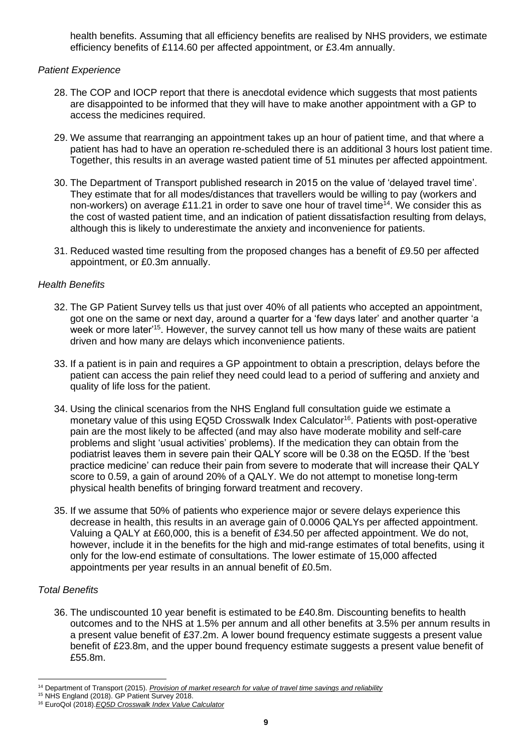health benefits. Assuming that all efficiency benefits are realised by NHS providers, we estimate efficiency benefits of £114.60 per affected appointment, or £3.4m annually.

*Patient Experience*

28. The COP and IOCP report that there is anecdotal evidence which suggests that most patients are disappointed to be informed that they will have to make another appointment with a GP to access the medicines required.

29. We assume that rearranging an appointment takes up an hour of patient time, and that where a patient has had to have an operation re-scheduled there is an additional 3 hours lost patient time. Together, this results in an average wasted patient time of 51 minutes per affected appointment.

30. The Department of Transport published research in 2015 on the value of 'delayed travel time'. They estimate that for all modes/distances that travellers would be willing to pay (workers and non-workers) on average £11.21 in order to save one hour of travel time[14]. We consider this as the cost of wasted patient time, and an indication of patient dissatisfaction resulting from delays, although this is likely to underestimate the anxiety and inconvenience for patients.

31. Reduced wasted time resulting from the proposed changes has a benefit of £9.50 per affected appointment, or £0.3m annually.

*Health Benefits*

32. The GP Patient Survey tells us that just over 40% of all patients who accepted an appointment, got one on the same or next day, around a quarter for a 'few days later' and another quarter 'a week or more later'[15]. However, the survey cannot tell us how many of these waits are patient driven and how many are delays which inconvenience patients.

33. If a patient is in pain and requires a GP appointment to obtain a prescription, delays before the patient can access the pain relief they need could lead to a period of suffering and anxiety and quality of life loss for the patient.

34. Using the clinical scenarios from the NHS England full consultation guide we estimate a monetary value of this using EQ5D Crosswalk Index Calculator[16]. Patients with post-operative pain are the most likely to be affected (and may also have moderate mobility and self-care problems and slight 'usual activities' problems). If the medication they can obtain from the podiatrist leaves them in severe pain their QALY score will be 0.38 on the EQ5D. If the 'best practice medicine' can reduce their pain from severe to moderate that will increase their QALY score to 0.59, a gain of around 20% of a QALY. We do not attempt to monetise long-term physical health benefits of bringing forward treatment and recovery.

35. If we assume that 50% of patients who experience major or severe delays experience this decrease in health, this results in an average gain of 0.0006 QALYs per affected appointment. Valuing a QALY at £60,000, this is a benefit of £34.50 per affected appointment. We do not, however, include it in the benefits for the high and mid-range estimates of total benefits, using it only for the low-end estimate of consultations. The lower estimate of 15,000 affected appointments per year results in an annual benefit of £0.5m.

*Total Benefits*

36. The undiscounted 10 year benefit is estimated to be £40.8m. Discounting benefits to health outcomes and to the NHS at 1.5% per annum and all other benefits at 3.5% per annum results in a present value benefit of £37.2m. A lower bound frequency estimate suggests a present value benefit of £23.8m, and the upper bound frequency estimate suggests a present value benefit of £55.8m.

---

[14] Department of Transport (2015). *Provision of market research for value of travel time savings and reliability*

[15] NHS England (2018). GP Patient Survey 2018.

[16] EuroQol (2018).*EQ5D Crosswalk Index Value Calculator*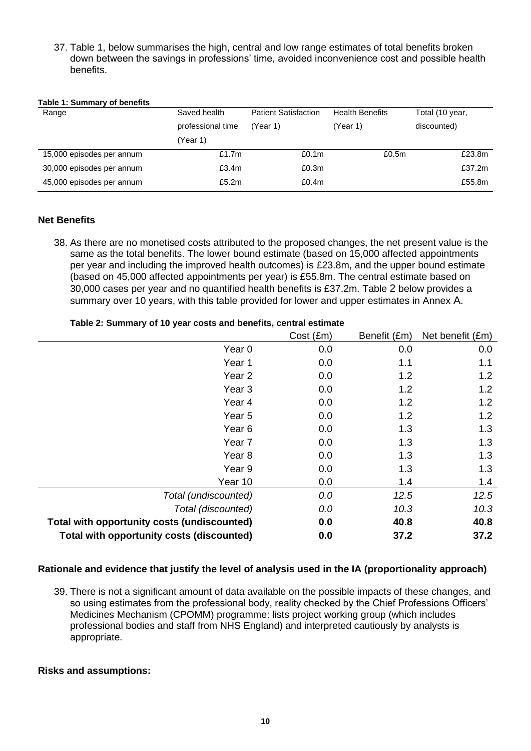37. Table 1, below summarises the high, central and low range estimates of total benefits broken down between the savings in professions' time, avoided inconvenience cost and possible health benefits.

**Table 1: Summary of benefits**

| Range | Saved health professional time (Year 1) | Patient Satisfaction (Year 1) | Health Benefits (Year 1) | Total (10 year, discounted) |
|---|---|---|---|---|
| 15,000 episodes per annum | £1.7m | £0.1m | £0.5m | £23.8m |
| 30,000 episodes per annum | £3.4m | £0.3m | | £37.2m |
| 45,000 episodes per annum | £5.2m | £0.4m | | £55.8m |

### Net Benefits

38. As there are no monetised costs attributed to the proposed changes, the net present value is the same as the total benefits. The lower bound estimate (based on 15,000 affected appointments per year and including the improved health outcomes) is £23.8m, and the upper bound estimate (based on 45,000 affected appointments per year) is £55.8m. The central estimate based on 30,000 cases per year and no quantified health benefits is £37.2m. Table 2 below provides a summary over 10 years, with this table provided for lower and upper estimates in Annex A.

**Table 2: Summary of 10 year costs and benefits, central estimate**

| | Cost (£m) | Benefit (£m) | Net benefit (£m) |
|---|---|---|---|
| Year 0 | 0.0 | 0.0 | 0.0 |
| Year 1 | 0.0 | 1.1 | 1.1 |
| Year 2 | 0.0 | 1.2 | 1.2 |
| Year 3 | 0.0 | 1.2 | 1.2 |
| Year 4 | 0.0 | 1.2 | 1.2 |
| Year 5 | 0.0 | 1.2 | 1.2 |
| Year 6 | 0.0 | 1.3 | 1.3 |
| Year 7 | 0.0 | 1.3 | 1.3 |
| Year 8 | 0.0 | 1.3 | 1.3 |
| Year 9 | 0.0 | 1.3 | 1.3 |
| Year 10 | 0.0 | 1.4 | 1.4 |
| *Total (undiscounted)* | *0.0* | *12.5* | *12.5* |
| *Total (discounted)* | *0.0* | *10.3* | *10.3* |
| **Total with opportunity costs (undiscounted)** | **0.0** | **40.8** | **40.8** |
| **Total with opportunity costs (discounted)** | **0.0** | **37.2** | **37.2** |

### Rationale and evidence that justify the level of analysis used in the IA (proportionality approach)

39. There is not a significant amount of data available on the possible impacts of these changes, and so using estimates from the professional body, reality checked by the Chief Professions Officers' Medicines Mechanism (CPOMM) programme: lists project working group (which includes professional bodies and staff from NHS England) and interpreted cautiously by analysts is appropriate.

### Risks and assumptions: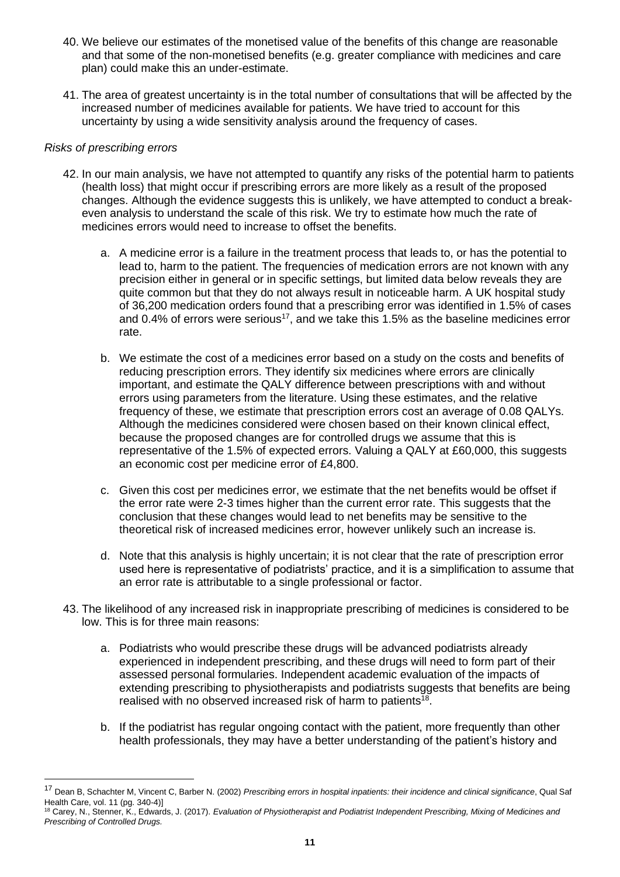40. We believe our estimates of the monetised value of the benefits of this change are reasonable and that some of the non-monetised benefits (e.g. greater compliance with medicines and care plan) could make this an under-estimate.

41. The area of greatest uncertainty is in the total number of consultations that will be affected by the increased number of medicines available for patients. We have tried to account for this uncertainty by using a wide sensitivity analysis around the frequency of cases.

*Risks of prescribing errors*

42. In our main analysis, we have not attempted to quantify any risks of the potential harm to patients (health loss) that might occur if prescribing errors are more likely as a result of the proposed changes. Although the evidence suggests this is unlikely, we have attempted to conduct a break-even analysis to understand the scale of this risk. We try to estimate how much the rate of medicines errors would need to increase to offset the benefits.

    a. A medicine error is a failure in the treatment process that leads to, or has the potential to lead to, harm to the patient. The frequencies of medication errors are not known with any precision either in general or in specific settings, but limited data below reveals they are quite common but that they do not always result in noticeable harm. A UK hospital study of 36,200 medication orders found that a prescribing error was identified in 1.5% of cases and 0.4% of errors were serious[17], and we take this 1.5% as the baseline medicines error rate.

    b. We estimate the cost of a medicines error based on a study on the costs and benefits of reducing prescription errors. They identify six medicines where errors are clinically important, and estimate the QALY difference between prescriptions with and without errors using parameters from the literature. Using these estimates, and the relative frequency of these, we estimate that prescription errors cost an average of 0.08 QALYs. Although the medicines considered were chosen based on their known clinical effect, because the proposed changes are for controlled drugs we assume that this is representative of the 1.5% of expected errors. Valuing a QALY at £60,000, this suggests an economic cost per medicine error of £4,800.

    c. Given this cost per medicines error, we estimate that the net benefits would be offset if the error rate were 2-3 times higher than the current error rate. This suggests that the conclusion that these changes would lead to net benefits may be sensitive to the theoretical risk of increased medicines error, however unlikely such an increase is.

    d. Note that this analysis is highly uncertain; it is not clear that the rate of prescription error used here is representative of podiatrists' practice, and it is a simplification to assume that an error rate is attributable to a single professional or factor.

43. The likelihood of any increased risk in inappropriate prescribing of medicines is considered to be low. This is for three main reasons:

    a. Podiatrists who would prescribe these drugs will be advanced podiatrists already experienced in independent prescribing, and these drugs will need to form part of their assessed personal formularies. Independent academic evaluation of the impacts of extending prescribing to physiotherapists and podiatrists suggests that benefits are being realised with no observed increased risk of harm to patients[18].

    b. If the podiatrist has regular ongoing contact with the patient, more frequently than other health professionals, they may have a better understanding of the patient's history and

---

[17] Dean B, Schachter M, Vincent C, Barber N. (2002) *Prescribing errors in hospital inpatients: their incidence and clinical significance*, Qual Saf Health Care, vol. 11 (pg. 340-4)]

[18] Carey, N., Stenner, K., Edwards, J. (2017). *Evaluation of Physiotherapist and Podiatrist Independent Prescribing, Mixing of Medicines and Prescribing of Controlled Drugs.*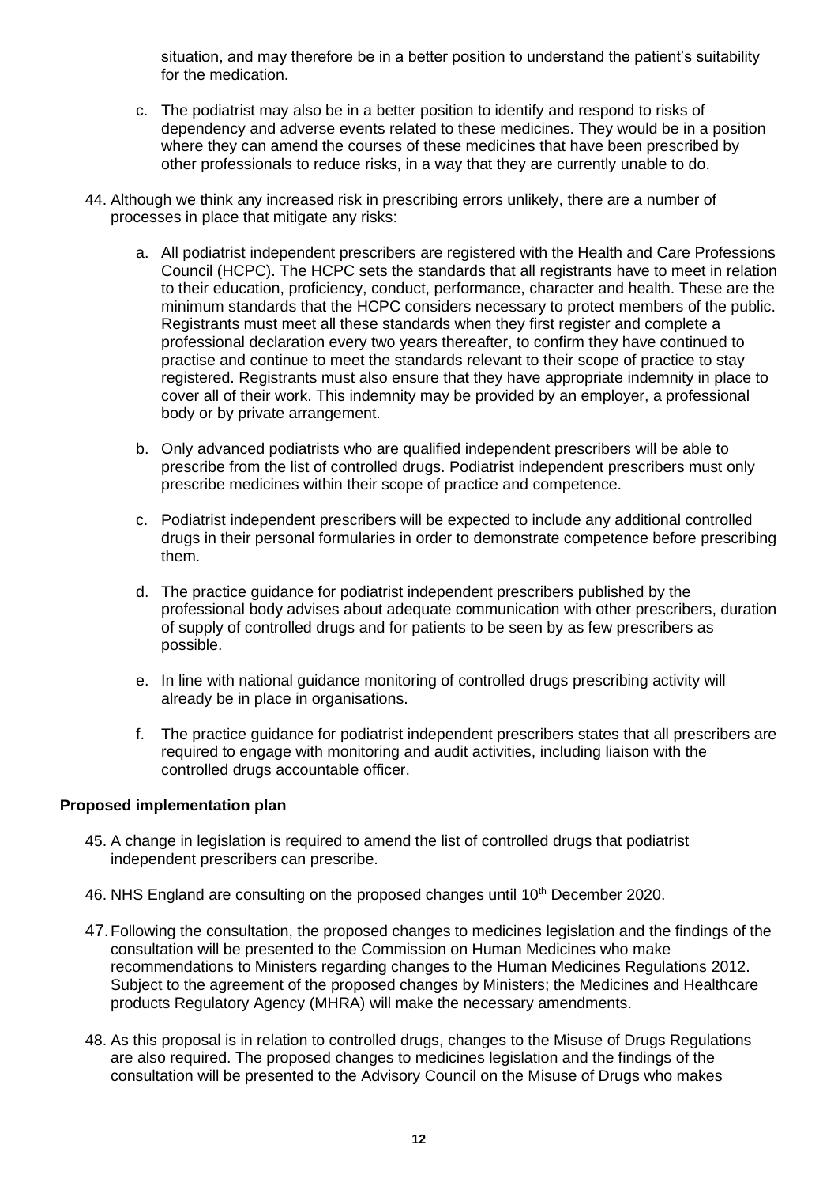situation, and may therefore be in a better position to understand the patient's suitability for the medication.

c. The podiatrist may also be in a better position to identify and respond to risks of dependency and adverse events related to these medicines. They would be in a position where they can amend the courses of these medicines that have been prescribed by other professionals to reduce risks, in a way that they are currently unable to do.

44. Although we think any increased risk in prescribing errors unlikely, there are a number of processes in place that mitigate any risks:

    a. All podiatrist independent prescribers are registered with the Health and Care Professions Council (HCPC). The HCPC sets the standards that all registrants have to meet in relation to their education, proficiency, conduct, performance, character and health. These are the minimum standards that the HCPC considers necessary to protect members of the public. Registrants must meet all these standards when they first register and complete a professional declaration every two years thereafter, to confirm they have continued to practise and continue to meet the standards relevant to their scope of practice to stay registered. Registrants must also ensure that they have appropriate indemnity in place to cover all of their work. This indemnity may be provided by an employer, a professional body or by private arrangement.

    b. Only advanced podiatrists who are qualified independent prescribers will be able to prescribe from the list of controlled drugs. Podiatrist independent prescribers must only prescribe medicines within their scope of practice and competence.

    c. Podiatrist independent prescribers will be expected to include any additional controlled drugs in their personal formularies in order to demonstrate competence before prescribing them.

    d. The practice guidance for podiatrist independent prescribers published by the professional body advises about adequate communication with other prescribers, duration of supply of controlled drugs and for patients to be seen by as few prescribers as possible.

    e. In line with national guidance monitoring of controlled drugs prescribing activity will already be in place in organisations.

    f. The practice guidance for podiatrist independent prescribers states that all prescribers are required to engage with monitoring and audit activities, including liaison with the controlled drugs accountable officer.

**Proposed implementation plan**

45. A change in legislation is required to amend the list of controlled drugs that podiatrist independent prescribers can prescribe.

46. NHS England are consulting on the proposed changes until 10th December 2020.

47. Following the consultation, the proposed changes to medicines legislation and the findings of the consultation will be presented to the Commission on Human Medicines who make recommendations to Ministers regarding changes to the Human Medicines Regulations 2012. Subject to the agreement of the proposed changes by Ministers; the Medicines and Healthcare products Regulatory Agency (MHRA) will make the necessary amendments.

48. As this proposal is in relation to controlled drugs, changes to the Misuse of Drugs Regulations are also required. The proposed changes to medicines legislation and the findings of the consultation will be presented to the Advisory Council on the Misuse of Drugs who makes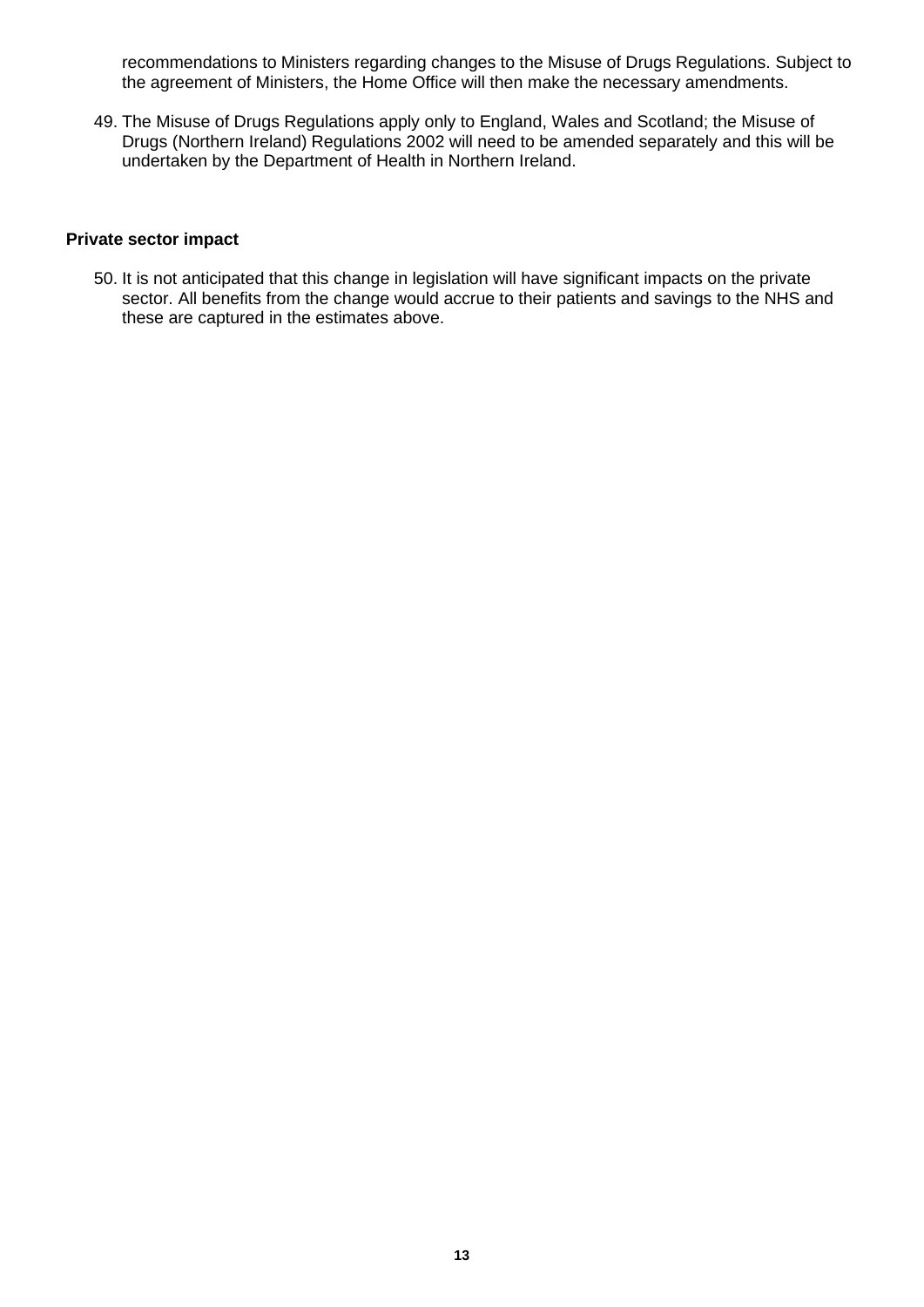recommendations to Ministers regarding changes to the Misuse of Drugs Regulations. Subject to the agreement of Ministers, the Home Office will then make the necessary amendments.

49. The Misuse of Drugs Regulations apply only to England, Wales and Scotland; the Misuse of Drugs (Northern Ireland) Regulations 2002 will need to be amended separately and this will be undertaken by the Department of Health in Northern Ireland.

**Private sector impact**

50. It is not anticipated that this change in legislation will have significant impacts on the private sector. All benefits from the change would accrue to their patients and savings to the NHS and these are captured in the estimates above.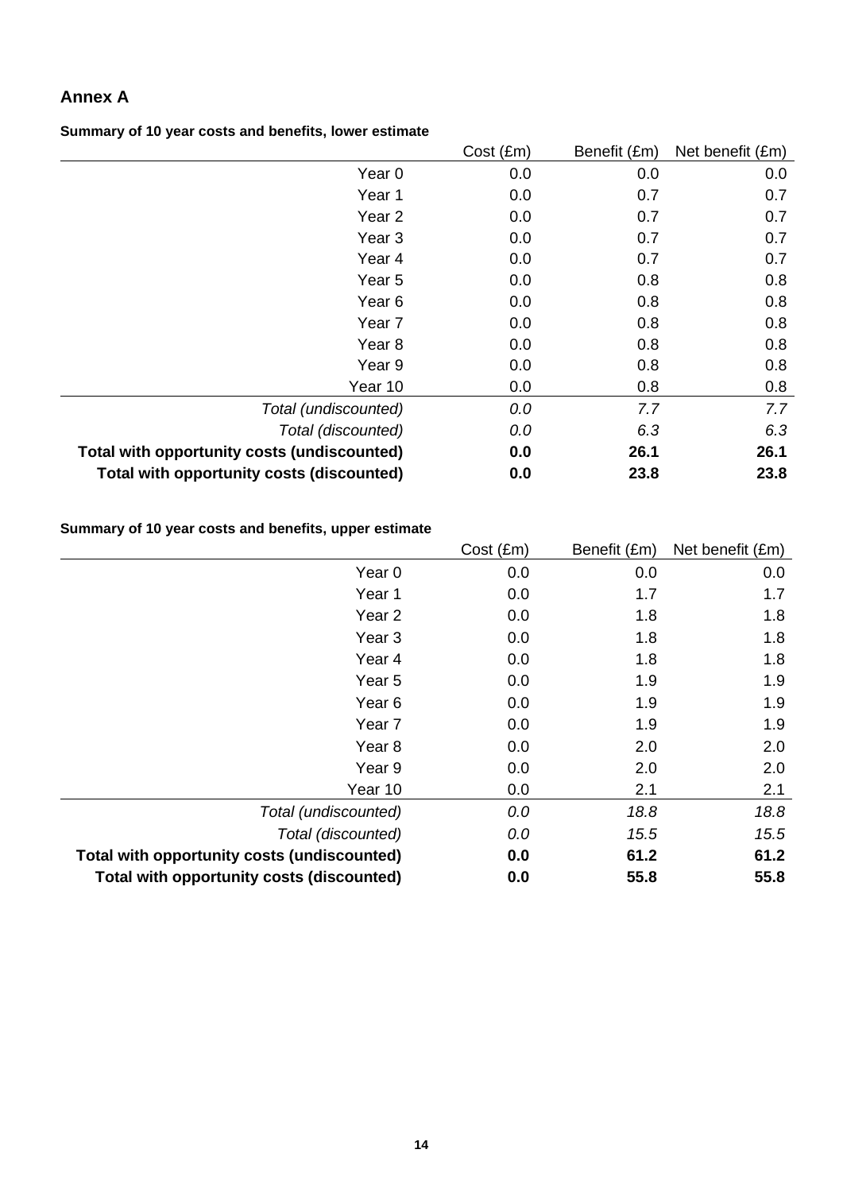## Annex A

**Summary of 10 year costs and benefits, lower estimate**

| | Cost (£m) | Benefit (£m) | Net benefit (£m) |
|---|---|---|---|
| Year 0 | 0.0 | 0.0 | 0.0 |
| Year 1 | 0.0 | 0.7 | 0.7 |
| Year 2 | 0.0 | 0.7 | 0.7 |
| Year 3 | 0.0 | 0.7 | 0.7 |
| Year 4 | 0.0 | 0.7 | 0.7 |
| Year 5 | 0.0 | 0.8 | 0.8 |
| Year 6 | 0.0 | 0.8 | 0.8 |
| Year 7 | 0.0 | 0.8 | 0.8 |
| Year 8 | 0.0 | 0.8 | 0.8 |
| Year 9 | 0.0 | 0.8 | 0.8 |
| Year 10 | 0.0 | 0.8 | 0.8 |
| *Total (undiscounted)* | *0.0* | *7.7* | *7.7* |
| *Total (discounted)* | *0.0* | *6.3* | *6.3* |
| **Total with opportunity costs (undiscounted)** | **0.0** | **26.1** | **26.1** |
| **Total with opportunity costs (discounted)** | **0.0** | **23.8** | **23.8** |

**Summary of 10 year costs and benefits, upper estimate**

| | Cost (£m) | Benefit (£m) | Net benefit (£m) |
|---|---|---|---|
| Year 0 | 0.0 | 0.0 | 0.0 |
| Year 1 | 0.0 | 1.7 | 1.7 |
| Year 2 | 0.0 | 1.8 | 1.8 |
| Year 3 | 0.0 | 1.8 | 1.8 |
| Year 4 | 0.0 | 1.8 | 1.8 |
| Year 5 | 0.0 | 1.9 | 1.9 |
| Year 6 | 0.0 | 1.9 | 1.9 |
| Year 7 | 0.0 | 1.9 | 1.9 |
| Year 8 | 0.0 | 2.0 | 2.0 |
| Year 9 | 0.0 | 2.0 | 2.0 |
| Year 10 | 0.0 | 2.1 | 2.1 |
| *Total (undiscounted)* | *0.0* | *18.8* | *18.8* |
| *Total (discounted)* | *0.0* | *15.5* | *15.5* |
| **Total with opportunity costs (undiscounted)** | **0.0** | **61.2** | **61.2** |
| **Total with opportunity costs (discounted)** | **0.0** | **55.8** | **55.8** |